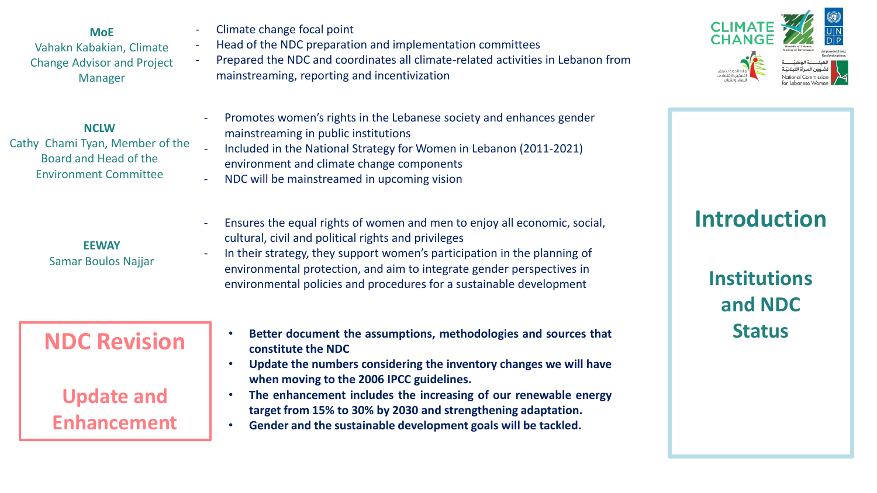# Introduction

## Institutions and NDC Status

**MoE**
Vahakn Kabakian, Climate Change Advisor and Project Manager

- Climate change focal point
- Head of the NDC preparation and implementation committees
- Prepared the NDC and coordinates all climate-related activities in Lebanon from mainstreaming, reporting and incentivization

**NCLW**
Cathy Chami Tyan, Member of the Board and Head of the Environment Committee

- Promotes women's rights in the Lebanese society and enhances gender mainstreaming in public institutions
- Included in the National Strategy for Women in Lebanon (2011-2021) environment and climate change components
- NDC will be mainstreamed in upcoming vision

**EEWAY**
Samar Boulos Najjar

- Ensures the equal rights of women and men to enjoy all economic, social, cultural, civil and political rights and privileges
- In their strategy, they support women's participation in the planning of environmental protection, and aim to integrate gender perspectives in environmental policies and procedures for a sustainable development

## NDC Revision

### Update and Enhancement

- **Better document the assumptions, methodologies and sources that constitute the NDC**
- **Update the numbers considering the inventory changes we will have when moving to the 2006 IPCC guidelines.**
- **The enhancement includes the increasing of our renewable energy target from 15% to 30% by 2030 and strengthening adaptation.**
- **Gender and the sustainable development goals will be tackled.**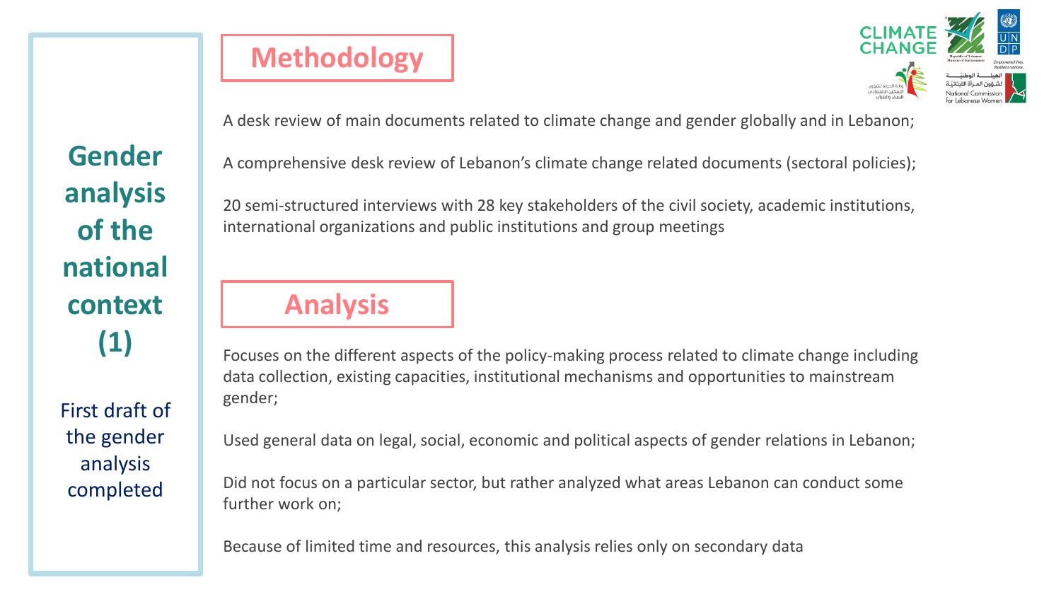# Gender analysis of the national context (1)

First draft of the gender analysis completed

## Methodology

A desk review of main documents related to climate change and gender globally and in Lebanon;

A comprehensive desk review of Lebanon's climate change related documents (sectoral policies);

20 semi-structured interviews with 28 key stakeholders of the civil society, academic institutions, international organizations and public institutions and group meetings

## Analysis

Focuses on the different aspects of the policy-making process related to climate change including data collection, existing capacities, institutional mechanisms and opportunities to mainstream gender;

Used general data on legal, social, economic and political aspects of gender relations in Lebanon;

Did not focus on a particular sector, but rather analyzed what areas Lebanon can conduct some further work on;

Because of limited time and resources, this analysis relies only on secondary data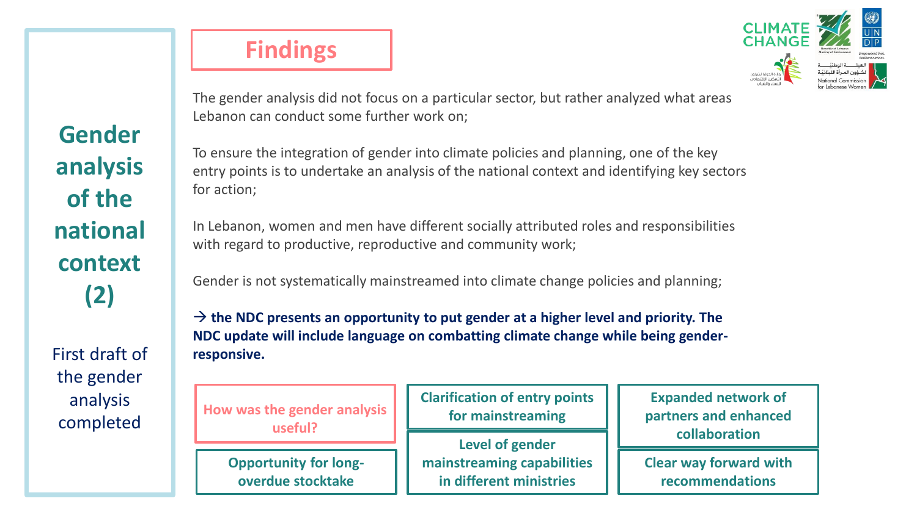# Gender analysis of the national context (2)

First draft of the gender analysis completed

## Findings

The gender analysis did not focus on a particular sector, but rather analyzed what areas Lebanon can conduct some further work on;

To ensure the integration of gender into climate policies and planning, one of the key entry points is to undertake an analysis of the national context and identifying key sectors for action;

In Lebanon, women and men have different socially attributed roles and responsibilities with regard to productive, reproductive and community work;

Gender is not systematically mainstreamed into climate change policies and planning;

→ **the NDC presents an opportunity to put gender at a higher level and priority. The NDC update will include language on combatting climate change while being gender-responsive.**

**How was the gender analysis useful?**

- **Opportunity for long-overdue stocktake**
- **Clarification of entry points for mainstreaming**
- **Level of gender mainstreaming capabilities in different ministries**
- **Expanded network of partners and enhanced collaboration**
- **Clear way forward with recommendations**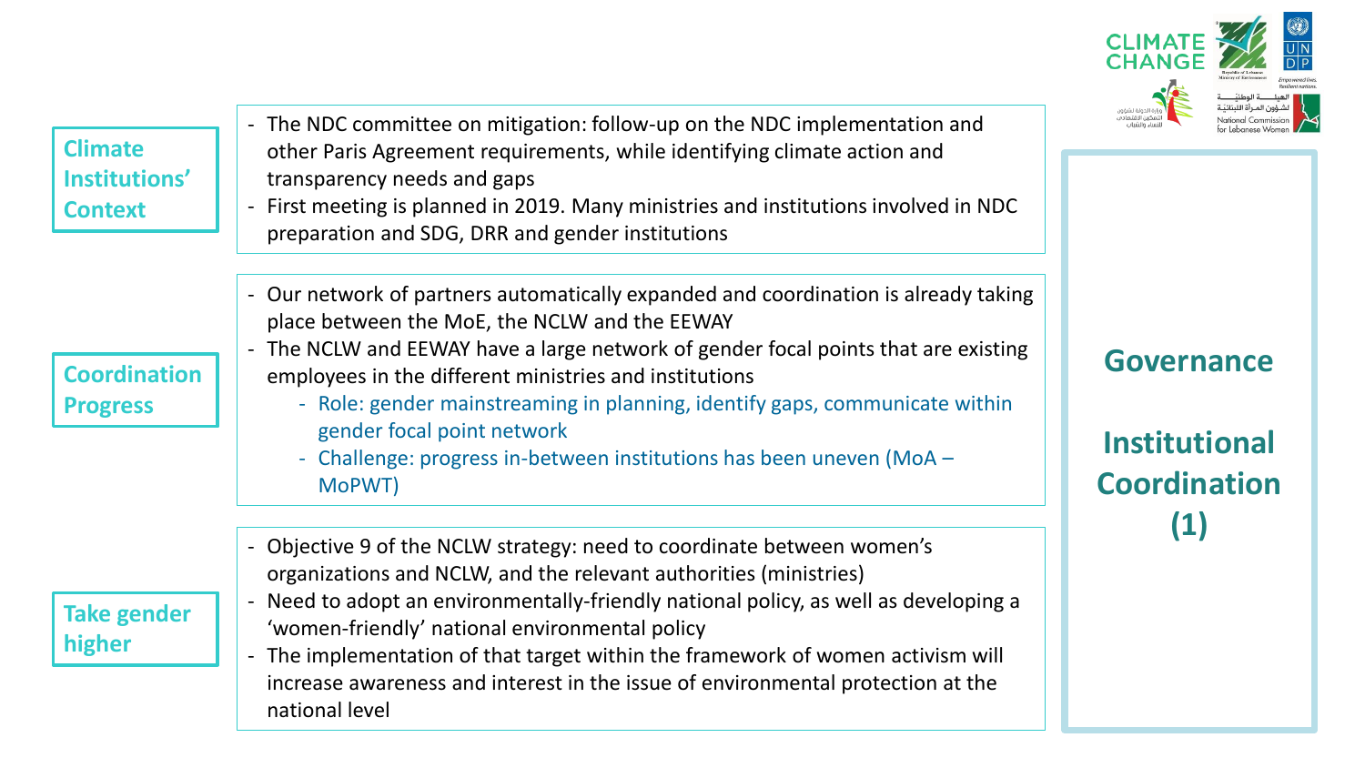# Governance

# Institutional Coordination (1)

## Climate Institutions' Context

- The NDC committee on mitigation: follow-up on the NDC implementation and other Paris Agreement requirements, while identifying climate action and transparency needs and gaps
- First meeting is planned in 2019. Many ministries and institutions involved in NDC preparation and SDG, DRR and gender institutions

## Coordination Progress

- Our network of partners automatically expanded and coordination is already taking place between the MoE, the NCLW and the EEWAY
- The NCLW and EEWAY have a large network of gender focal points that are existing employees in the different ministries and institutions
  - Role: gender mainstreaming in planning, identify gaps, communicate within gender focal point network
  - Challenge: progress in-between institutions has been uneven (MoA – MoPWT)

## Take gender higher

- Objective 9 of the NCLW strategy: need to coordinate between women's organizations and NCLW, and the relevant authorities (ministries)
- Need to adopt an environmentally-friendly national policy, as well as developing a 'women-friendly' national environmental policy
- The implementation of that target within the framework of women activism will increase awareness and interest in the issue of environmental protection at the national level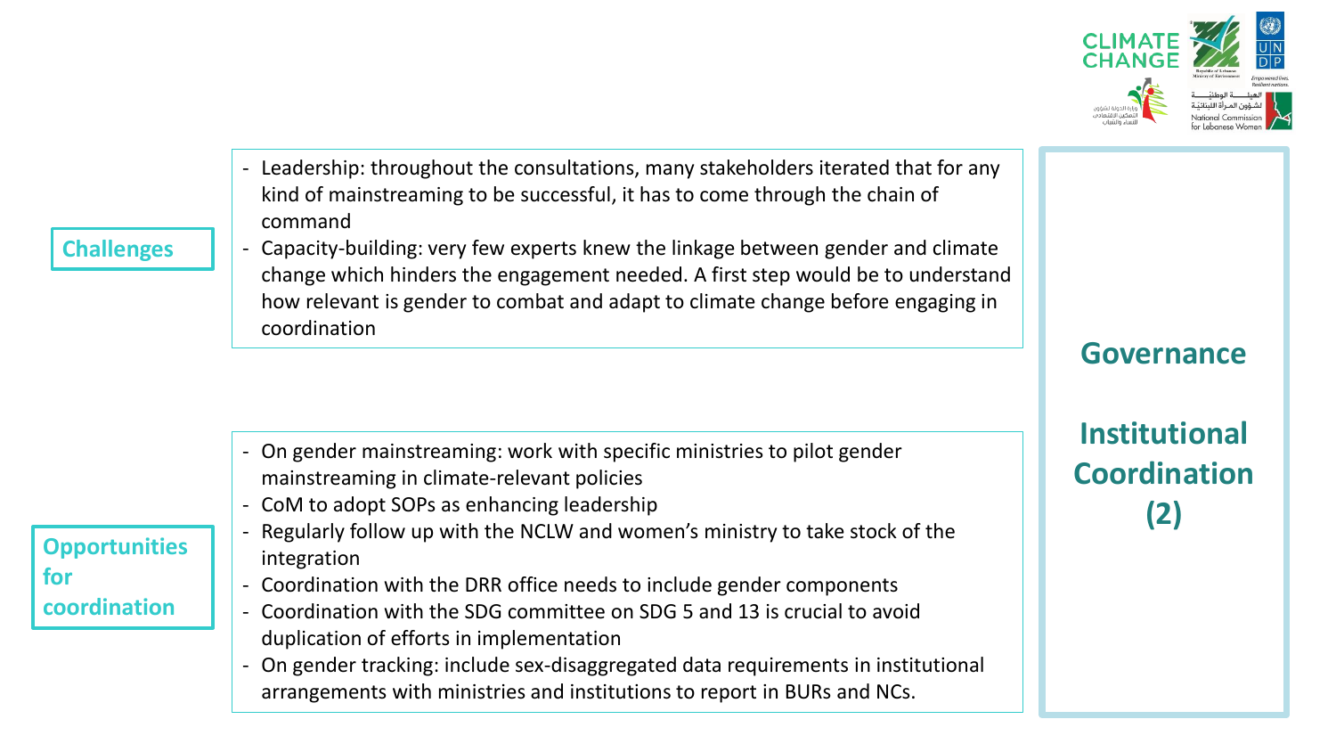## Governance

## Institutional Coordination (2)

### Challenges

- Leadership: throughout the consultations, many stakeholders iterated that for any kind of mainstreaming to be successful, it has to come through the chain of command
- Capacity-building: very few experts knew the linkage between gender and climate change which hinders the engagement needed. A first step would be to understand how relevant is gender to combat and adapt to climate change before engaging in coordination

### Opportunities for coordination

- On gender mainstreaming: work with specific ministries to pilot gender mainstreaming in climate-relevant policies
- CoM to adopt SOPs as enhancing leadership
- Regularly follow up with the NCLW and women's ministry to take stock of the integration
- Coordination with the DRR office needs to include gender components
- Coordination with the SDG committee on SDG 5 and 13 is crucial to avoid duplication of efforts in implementation
- On gender tracking: include sex-disaggregated data requirements in institutional arrangements with ministries and institutions to report in BURs and NCs.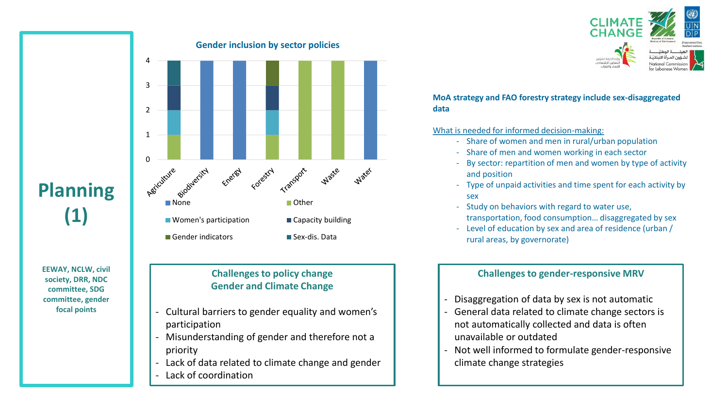# Planning (1)

**EEWAY, NCLW, civil society, DRR, NDC committee, SDG committee, gender focal points**

## Gender inclusion by sector policies

| Sector | None | Women's participation | Gender indicators | Other | Capacity building | Sex-dis. Data |
|---|---|---|---|---|---|---|
| Agriculture | | 1 | | 1 | 1 | 1 |
| Biodiversity | 4 | | | | | |
| Energy | 4 | | | | | |
| Forestry | | 1 | 1 | 1 | 1 | |
| Transport | | | | 4 | | |
| Waste | | | | 4 | | |
| Water | 4 | | | | | |

**MoA strategy and FAO forestry strategy include sex-disaggregated data**

What is needed for informed decision-making:

- Share of women and men in rural/urban population
- Share of men and women working in each sector
- By sector: repartition of men and women by type of activity and position
- Type of unpaid activities and time spent for each activity by sex
- Study on behaviors with regard to water use, transportation, food consumption… disaggregated by sex
- Level of education by sex and area of residence (urban / rural areas, by governorate)

### Challenges to policy change Gender and Climate Change

- Cultural barriers to gender equality and women's participation
- Misunderstanding of gender and therefore not a priority
- Lack of data related to climate change and gender
- Lack of coordination

### Challenges to gender-responsive MRV

- Disaggregation of data by sex is not automatic
- General data related to climate change sectors is not automatically collected and data is often unavailable or outdated
- Not well informed to formulate gender-responsive climate change strategies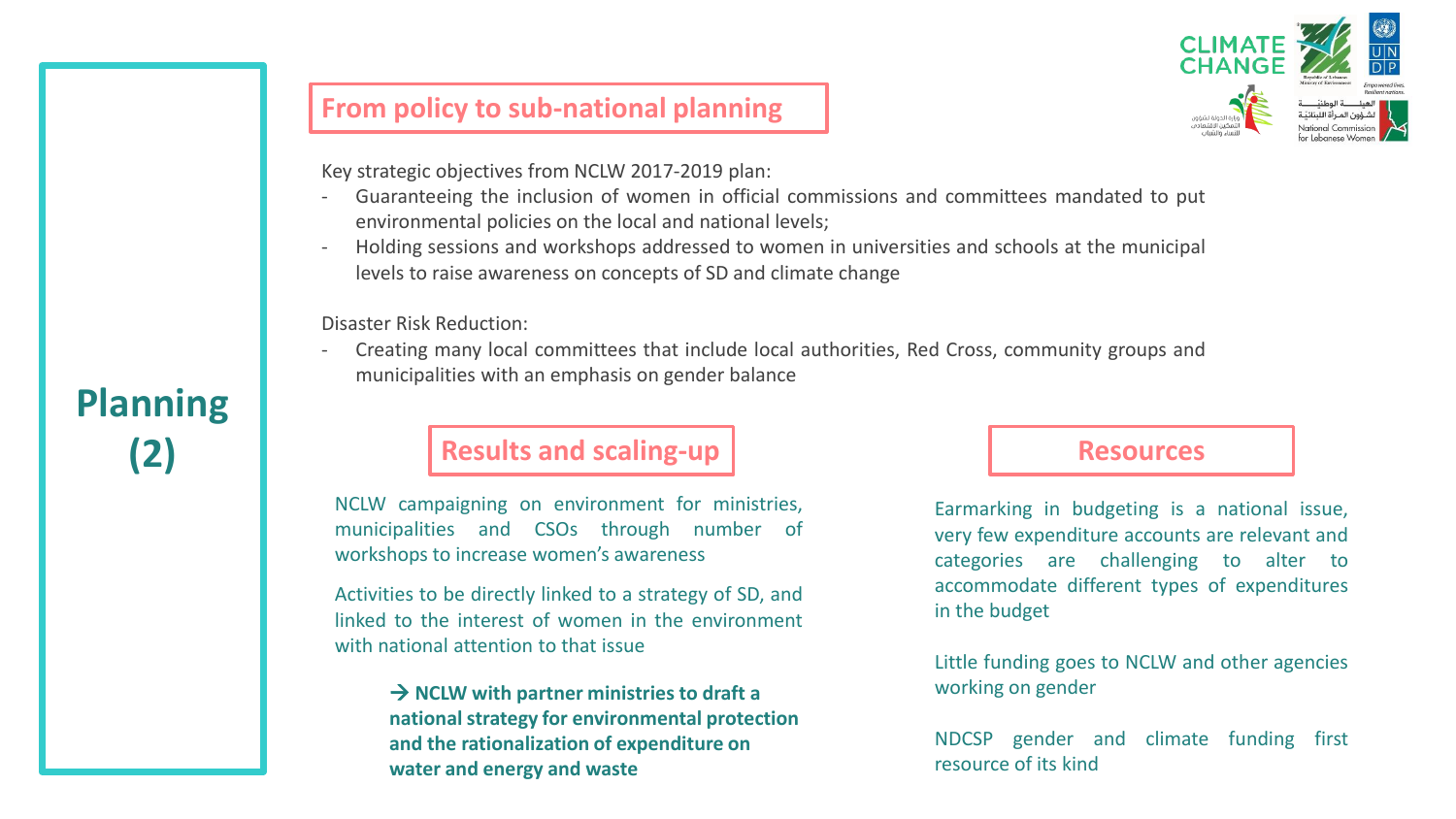# Planning (2)

## From policy to sub-national planning

Key strategic objectives from NCLW 2017-2019 plan:

- Guaranteeing the inclusion of women in official commissions and committees mandated to put environmental policies on the local and national levels;
- Holding sessions and workshops addressed to women in universities and schools at the municipal levels to raise awareness on concepts of SD and climate change

Disaster Risk Reduction:

- Creating many local committees that include local authorities, Red Cross, community groups and municipalities with an emphasis on gender balance

## Results and scaling-up

NCLW campaigning on environment for ministries, municipalities and CSOs through number of workshops to increase women's awareness

Activities to be directly linked to a strategy of SD, and linked to the interest of women in the environment with national attention to that issue

**→ NCLW with partner ministries to draft a national strategy for environmental protection and the rationalization of expenditure on water and energy and waste**

## Resources

Earmarking in budgeting is a national issue, very few expenditure accounts are relevant and categories are challenging to alter to accommodate different types of expenditures in the budget

Little funding goes to NCLW and other agencies working on gender

NDCSP gender and climate funding first resource of its kind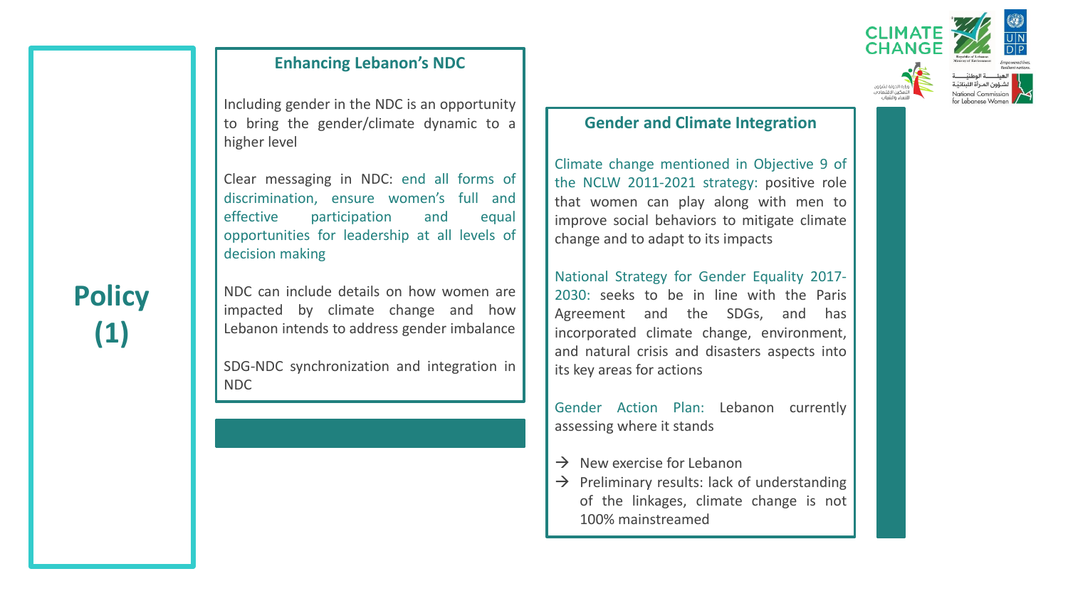# Policy (1)

## Enhancing Lebanon's NDC

Including gender in the NDC is an opportunity to bring the gender/climate dynamic to a higher level

Clear messaging in NDC: end all forms of discrimination, ensure women's full and effective participation and equal opportunities for leadership at all levels of decision making

NDC can include details on how women are impacted by climate change and how Lebanon intends to address gender imbalance

SDG-NDC synchronization and integration in NDC

## Gender and Climate Integration

Climate change mentioned in Objective 9 of the NCLW 2011-2021 strategy: positive role that women can play along with men to improve social behaviors to mitigate climate change and to adapt to its impacts

National Strategy for Gender Equality 2017-2030: seeks to be in line with the Paris Agreement and the SDGs, and has incorporated climate change, environment, and natural crisis and disasters aspects into its key areas for actions

Gender Action Plan: Lebanon currently assessing where it stands

- → New exercise for Lebanon
- → Preliminary results: lack of understanding of the linkages, climate change is not 100% mainstreamed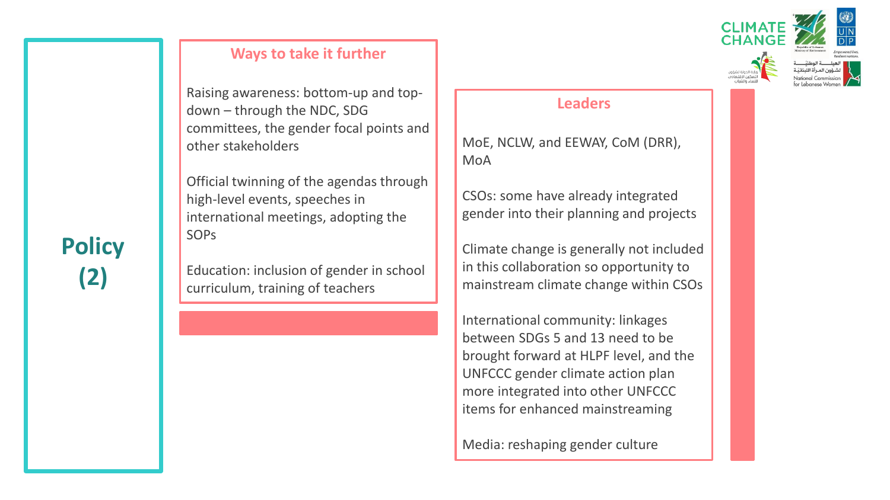# Policy (2)

## Ways to take it further

Raising awareness: bottom-up and top-down – through the NDC, SDG committees, the gender focal points and other stakeholders

Official twinning of the agendas through high-level events, speeches in international meetings, adopting the SOPs

Education: inclusion of gender in school curriculum, training of teachers

## Leaders

MoE, NCLW, and EEWAY, CoM (DRR), MoA

CSOs: some have already integrated gender into their planning and projects

Climate change is generally not included in this collaboration so opportunity to mainstream climate change within CSOs

International community: linkages between SDGs 5 and 13 need to be brought forward at HLPF level, and the UNFCCC gender climate action plan more integrated into other UNFCCC items for enhanced mainstreaming

Media: reshaping gender culture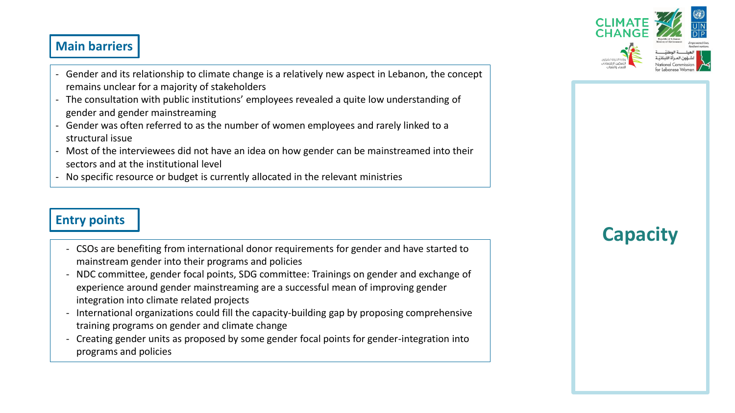# Capacity

## Main barriers

- Gender and its relationship to climate change is a relatively new aspect in Lebanon, the concept remains unclear for a majority of stakeholders
- The consultation with public institutions' employees revealed a quite low understanding of gender and gender mainstreaming
- Gender was often referred to as the number of women employees and rarely linked to a structural issue
- Most of the interviewees did not have an idea on how gender can be mainstreamed into their sectors and at the institutional level
- No specific resource or budget is currently allocated in the relevant ministries

## Entry points

- CSOs are benefiting from international donor requirements for gender and have started to mainstream gender into their programs and policies
- NDC committee, gender focal points, SDG committee: Trainings on gender and exchange of experience around gender mainstreaming are a successful mean of improving gender integration into climate related projects
- International organizations could fill the capacity-building gap by proposing comprehensive training programs on gender and climate change
- Creating gender units as proposed by some gender focal points for gender-integration into programs and policies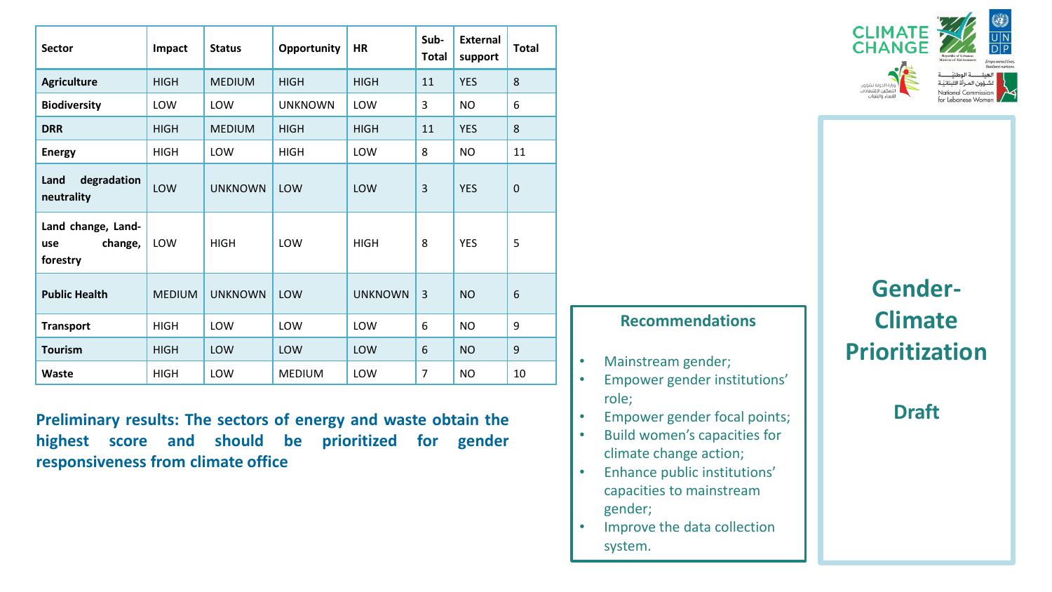# Gender-Climate Prioritization

## Draft

| Sector | Impact | Status | Opportunity | HR | Sub-Total | External support | Total |
|---|---|---|---|---|---|---|---|
| **Agriculture** | HIGH | MEDIUM | HIGH | HIGH | 11 | YES | 8 |
| **Biodiversity** | LOW | LOW | UNKNOWN | LOW | 3 | NO | 6 |
| **DRR** | HIGH | MEDIUM | HIGH | HIGH | 11 | YES | 8 |
| **Energy** | HIGH | LOW | HIGH | LOW | 8 | NO | 11 |
| **Land degradation neutrality** | LOW | UNKNOWN | LOW | LOW | 3 | YES | 0 |
| **Land change, Land-use change, forestry** | LOW | HIGH | LOW | HIGH | 8 | YES | 5 |
| **Public Health** | MEDIUM | UNKNOWN | LOW | UNKNOWN | 3 | NO | 6 |
| **Transport** | HIGH | LOW | LOW | LOW | 6 | NO | 9 |
| **Tourism** | HIGH | LOW | LOW | LOW | 6 | NO | 9 |
| **Waste** | HIGH | LOW | MEDIUM | LOW | 7 | NO | 10 |

**Preliminary results: The sectors of energy and waste obtain the highest score and should be prioritized for gender responsiveness from climate office**

### Recommendations

- Mainstream gender;
- Empower gender institutions' role;
- Empower gender focal points;
- Build women's capacities for climate change action;
- Enhance public institutions' capacities to mainstream gender;
- Improve the data collection system.